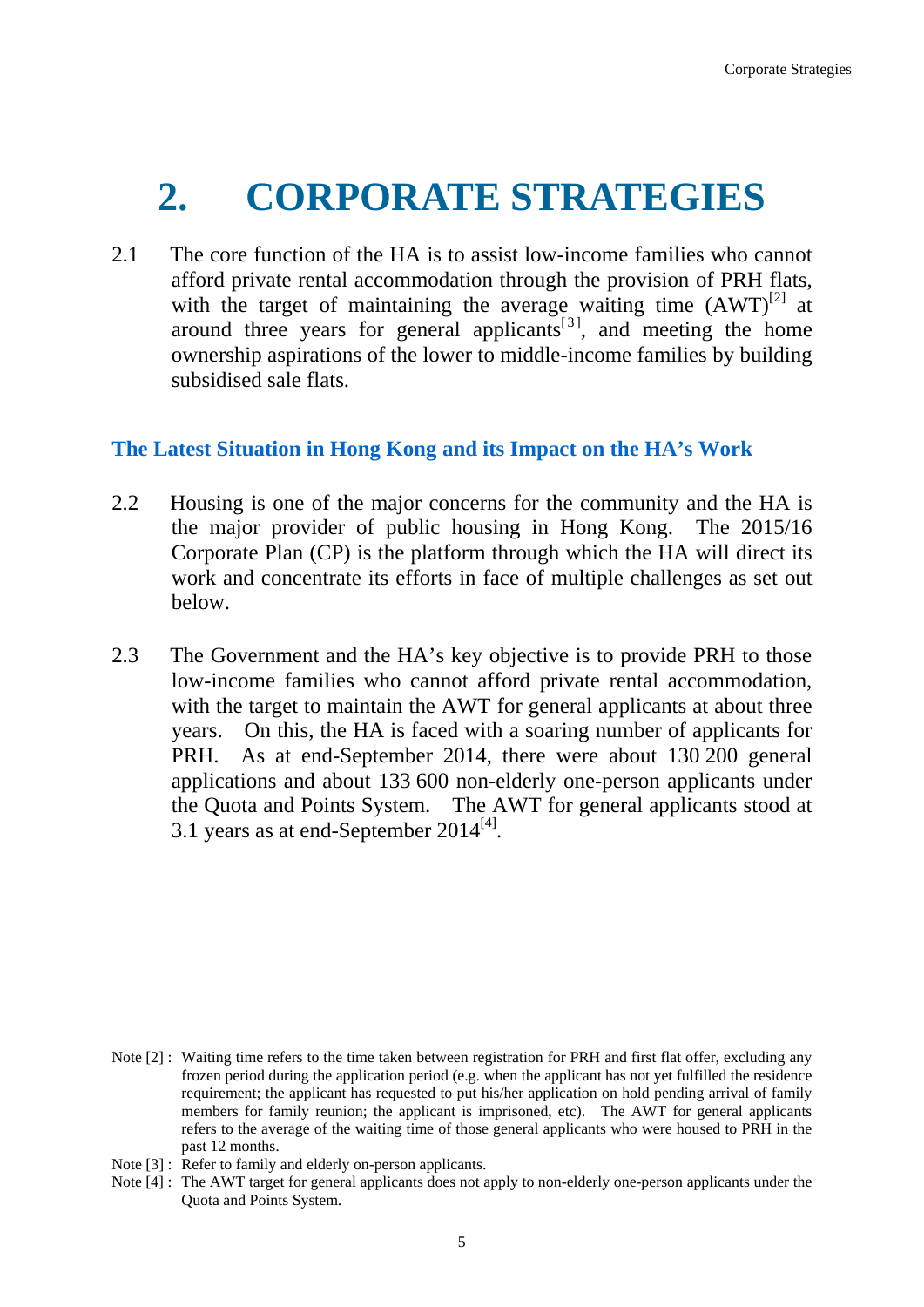// Omit running header "Corporate Strategies" and page number.
# 2. CORPORATE STRATEGIES

2.1 The core function of the HA is to assist low-income families who cannot afford private rental accommodation through the provision of PRH flats, with the target of maintaining the average waiting time (AWT)[2] at around three years for general applicants[3], and meeting the home ownership aspirations of the lower to middle-income families by building subsidised sale flats.

## The Latest Situation in Hong Kong and its Impact on the HA's Work

2.2 Housing is one of the major concerns for the community and the HA is the major provider of public housing in Hong Kong. The 2015/16 Corporate Plan (CP) is the platform through which the HA will direct its work and concentrate its efforts in face of multiple challenges as set out below.

2.3 The Government and the HA's key objective is to provide PRH to those low-income families who cannot afford private rental accommodation, with the target to maintain the AWT for general applicants at about three years. On this, the HA is faced with a soaring number of applicants for PRH. As at end-September 2014, there were about 130 200 general applications and about 133 600 non-elderly one-person applicants under the Quota and Points System. The AWT for general applicants stood at 3.1 years as at end-September 2014[4].

---

Note [2] : Waiting time refers to the time taken between registration for PRH and first flat offer, excluding any frozen period during the application period (e.g. when the applicant has not yet fulfilled the residence requirement; the applicant has requested to put his/her application on hold pending arrival of family members for family reunion; the applicant is imprisoned, etc). The AWT for general applicants refers to the average of the waiting time of those general applicants who were housed to PRH in the past 12 months.

Note [3] : Refer to family and elderly on-person applicants.

Note [4] : The AWT target for general applicants does not apply to non-elderly one-person applicants under the Quota and Points System.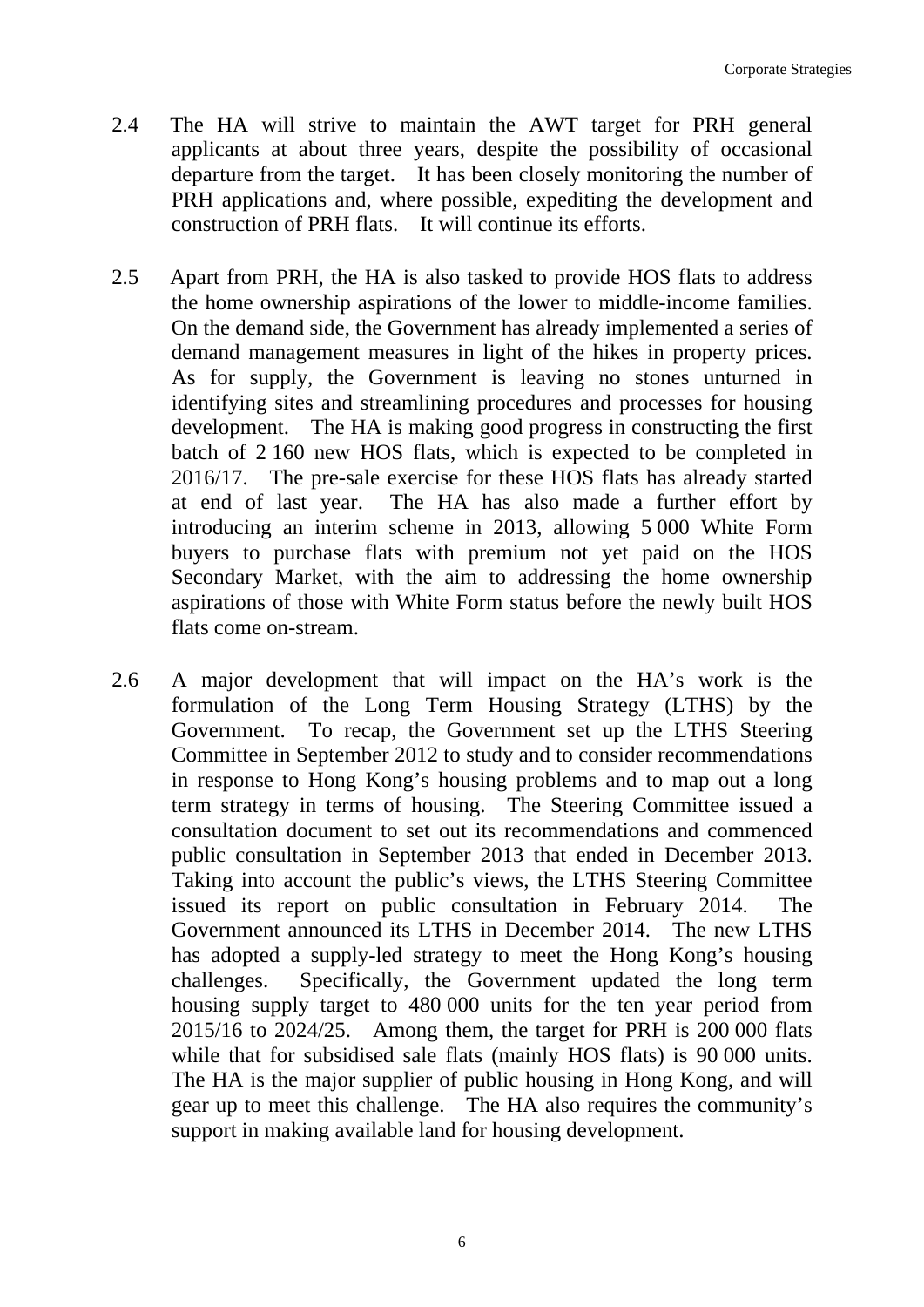2.4 The HA will strive to maintain the AWT target for PRH general applicants at about three years, despite the possibility of occasional departure from the target. It has been closely monitoring the number of PRH applications and, where possible, expediting the development and construction of PRH flats. It will continue its efforts.

2.5 Apart from PRH, the HA is also tasked to provide HOS flats to address the home ownership aspirations of the lower to middle-income families. On the demand side, the Government has already implemented a series of demand management measures in light of the hikes in property prices. As for supply, the Government is leaving no stones unturned in identifying sites and streamlining procedures and processes for housing development. The HA is making good progress in constructing the first batch of 2 160 new HOS flats, which is expected to be completed in 2016/17. The pre-sale exercise for these HOS flats has already started at end of last year. The HA has also made a further effort by introducing an interim scheme in 2013, allowing 5 000 White Form buyers to purchase flats with premium not yet paid on the HOS Secondary Market, with the aim to addressing the home ownership aspirations of those with White Form status before the newly built HOS flats come on-stream.

2.6 A major development that will impact on the HA's work is the formulation of the Long Term Housing Strategy (LTHS) by the Government. To recap, the Government set up the LTHS Steering Committee in September 2012 to study and to consider recommendations in response to Hong Kong's housing problems and to map out a long term strategy in terms of housing. The Steering Committee issued a consultation document to set out its recommendations and commenced public consultation in September 2013 that ended in December 2013. Taking into account the public's views, the LTHS Steering Committee issued its report on public consultation in February 2014. The Government announced its LTHS in December 2014. The new LTHS has adopted a supply-led strategy to meet the Hong Kong's housing challenges. Specifically, the Government updated the long term housing supply target to 480 000 units for the ten year period from 2015/16 to 2024/25. Among them, the target for PRH is 200 000 flats while that for subsidised sale flats (mainly HOS flats) is 90 000 units. The HA is the major supplier of public housing in Hong Kong, and will gear up to meet this challenge. The HA also requires the community's support in making available land for housing development.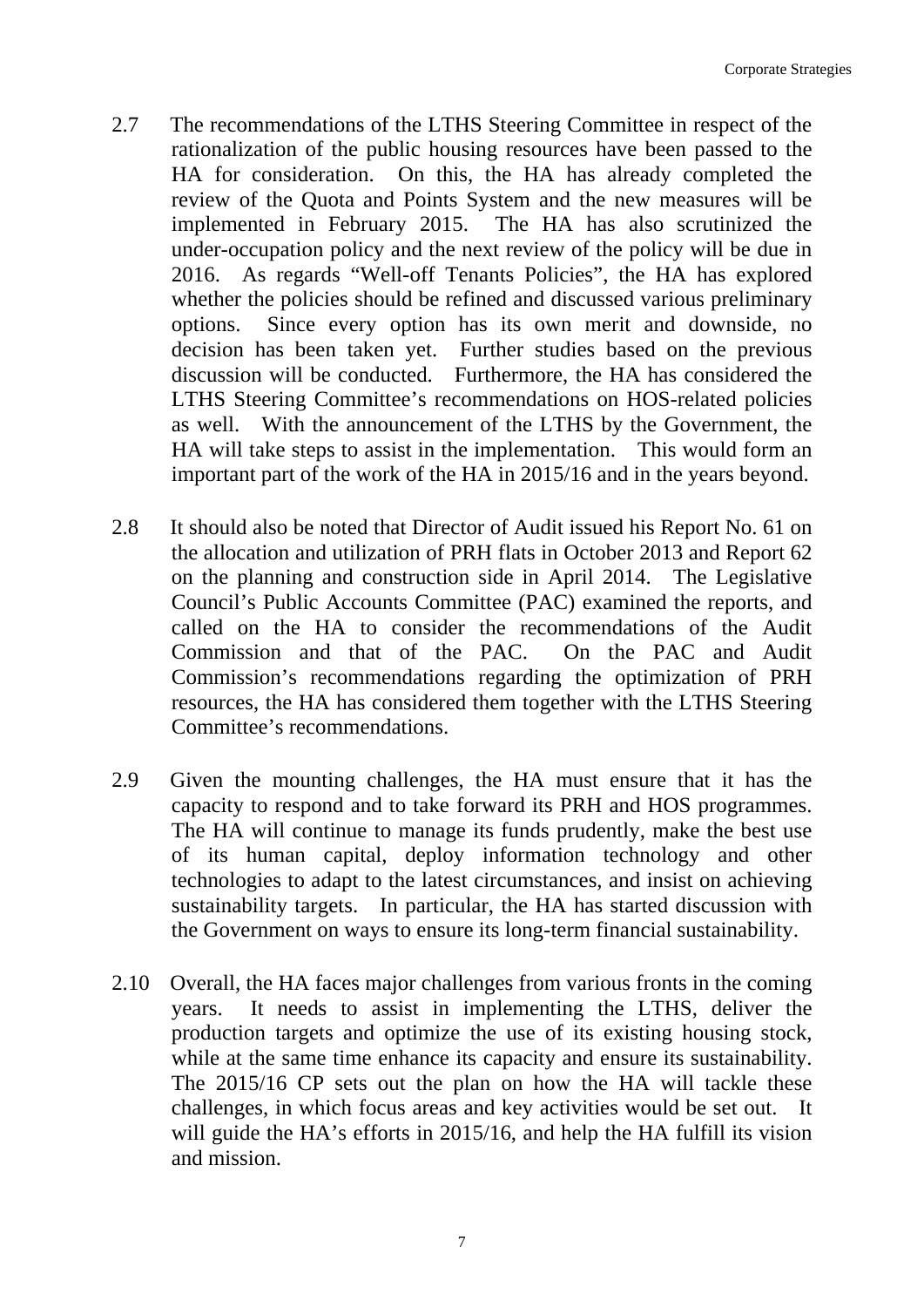2.7 The recommendations of the LTHS Steering Committee in respect of the rationalization of the public housing resources have been passed to the HA for consideration. On this, the HA has already completed the review of the Quota and Points System and the new measures will be implemented in February 2015. The HA has also scrutinized the under-occupation policy and the next review of the policy will be due in 2016. As regards "Well-off Tenants Policies", the HA has explored whether the policies should be refined and discussed various preliminary options. Since every option has its own merit and downside, no decision has been taken yet. Further studies based on the previous discussion will be conducted. Furthermore, the HA has considered the LTHS Steering Committee's recommendations on HOS-related policies as well. With the announcement of the LTHS by the Government, the HA will take steps to assist in the implementation. This would form an important part of the work of the HA in 2015/16 and in the years beyond.

2.8 It should also be noted that Director of Audit issued his Report No. 61 on the allocation and utilization of PRH flats in October 2013 and Report 62 on the planning and construction side in April 2014. The Legislative Council's Public Accounts Committee (PAC) examined the reports, and called on the HA to consider the recommendations of the Audit Commission and that of the PAC. On the PAC and Audit Commission's recommendations regarding the optimization of PRH resources, the HA has considered them together with the LTHS Steering Committee's recommendations.

2.9 Given the mounting challenges, the HA must ensure that it has the capacity to respond and to take forward its PRH and HOS programmes. The HA will continue to manage its funds prudently, make the best use of its human capital, deploy information technology and other technologies to adapt to the latest circumstances, and insist on achieving sustainability targets. In particular, the HA has started discussion with the Government on ways to ensure its long-term financial sustainability.

2.10 Overall, the HA faces major challenges from various fronts in the coming years. It needs to assist in implementing the LTHS, deliver the production targets and optimize the use of its existing housing stock, while at the same time enhance its capacity and ensure its sustainability. The 2015/16 CP sets out the plan on how the HA will tackle these challenges, in which focus areas and key activities would be set out. It will guide the HA's efforts in 2015/16, and help the HA fulfill its vision and mission.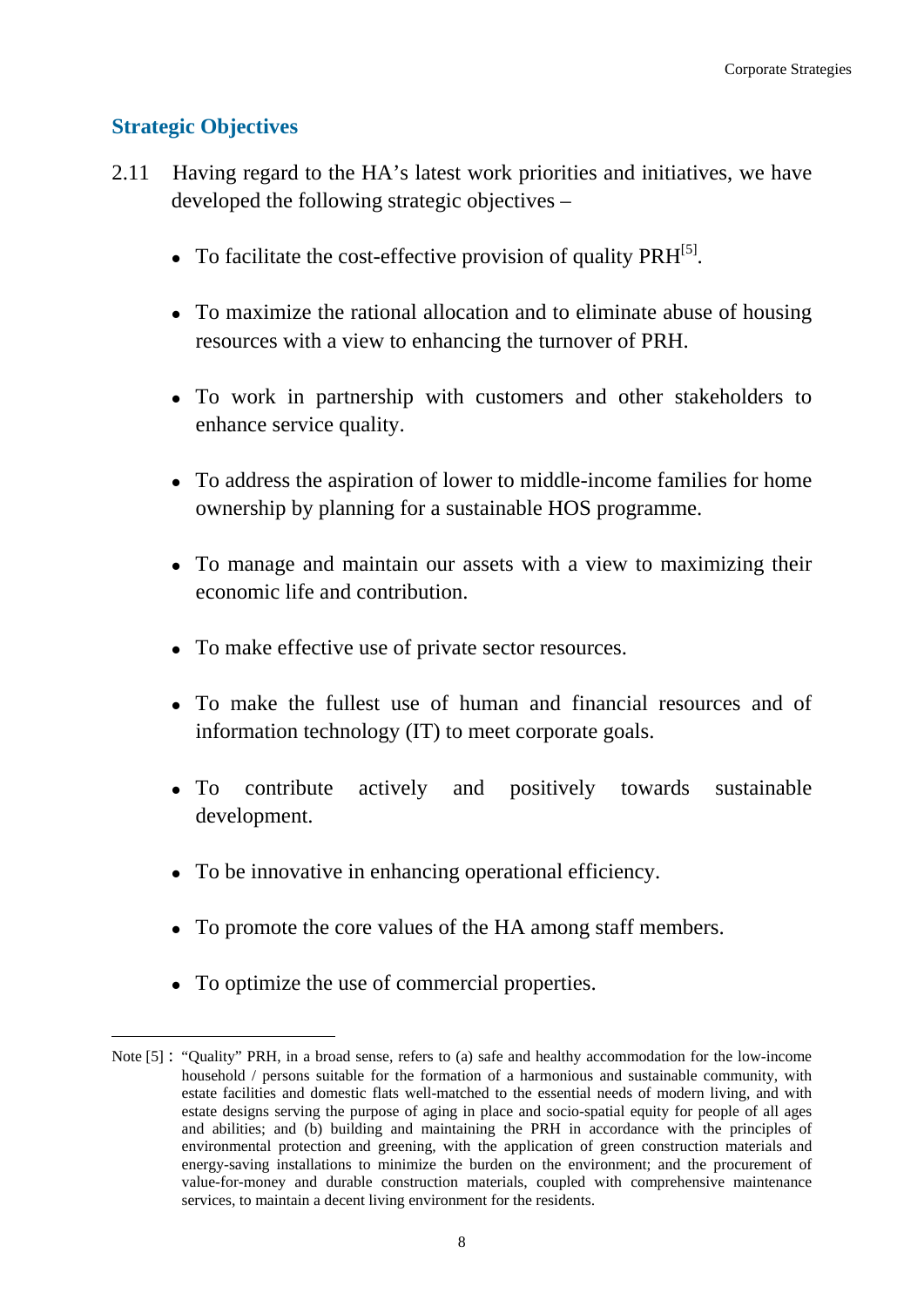## Strategic Objectives

2.11 Having regard to the HA's latest work priorities and initiatives, we have developed the following strategic objectives –

- To facilitate the cost-effective provision of quality PRH[5].
- To maximize the rational allocation and to eliminate abuse of housing resources with a view to enhancing the turnover of PRH.
- To work in partnership with customers and other stakeholders to enhance service quality.
- To address the aspiration of lower to middle-income families for home ownership by planning for a sustainable HOS programme.
- To manage and maintain our assets with a view to maximizing their economic life and contribution.
- To make effective use of private sector resources.
- To make the fullest use of human and financial resources and of information technology (IT) to meet corporate goals.
- To contribute actively and positively towards sustainable development.
- To be innovative in enhancing operational efficiency.
- To promote the core values of the HA among staff members.
- To optimize the use of commercial properties.

---

Note [5] : "Quality" PRH, in a broad sense, refers to (a) safe and healthy accommodation for the low-income household / persons suitable for the formation of a harmonious and sustainable community, with estate facilities and domestic flats well-matched to the essential needs of modern living, and with estate designs serving the purpose of aging in place and socio-spatial equity for people of all ages and abilities; and (b) building and maintaining the PRH in accordance with the principles of environmental protection and greening, with the application of green construction materials and energy-saving installations to minimize the burden on the environment; and the procurement of value-for-money and durable construction materials, coupled with comprehensive maintenance services, to maintain a decent living environment for the residents.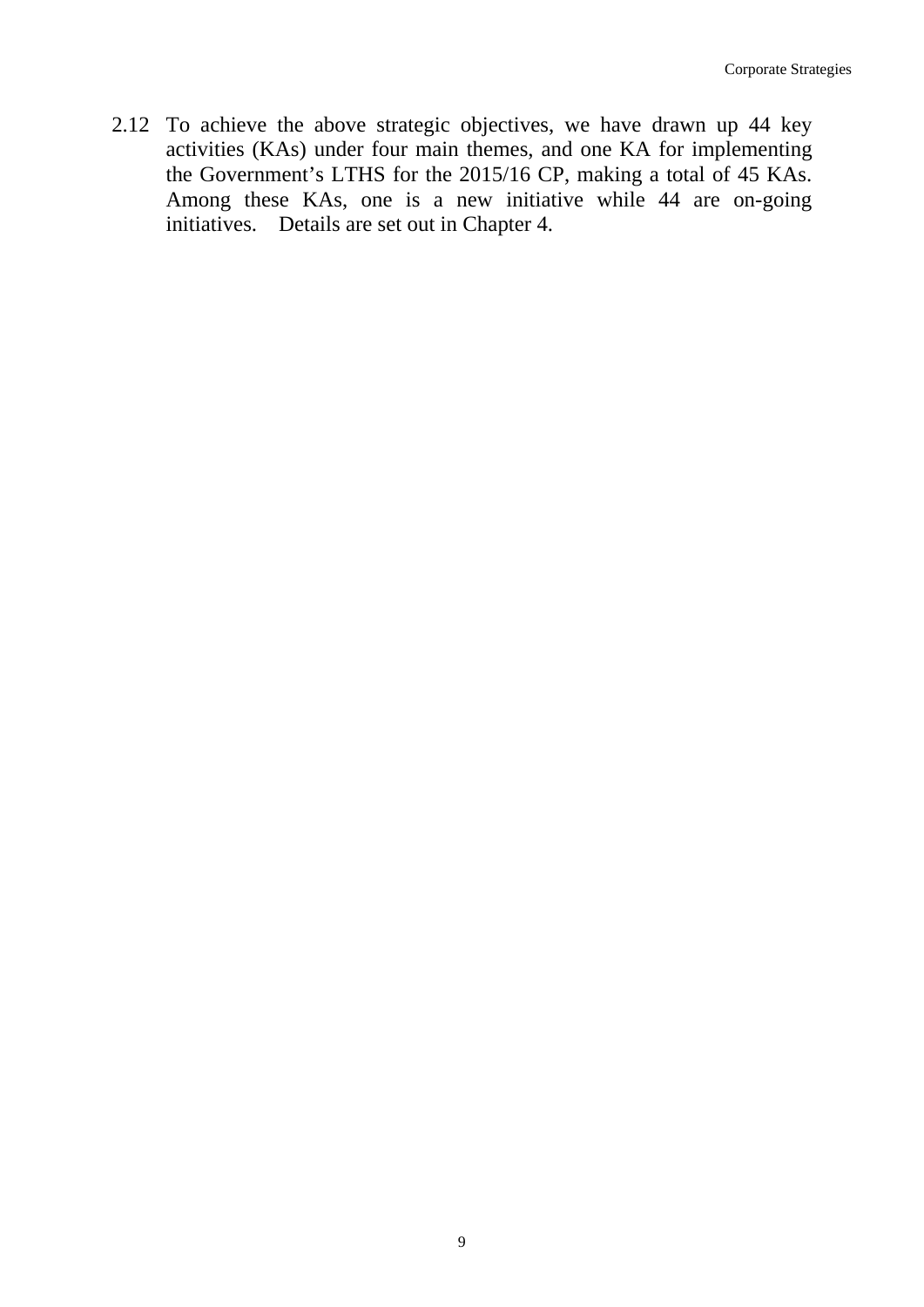2.12 To achieve the above strategic objectives, we have drawn up 44 key activities (KAs) under four main themes, and one KA for implementing the Government's LTHS for the 2015/16 CP, making a total of 45 KAs. Among these KAs, one is a new initiative while 44 are on-going initiatives. Details are set out in Chapter 4.